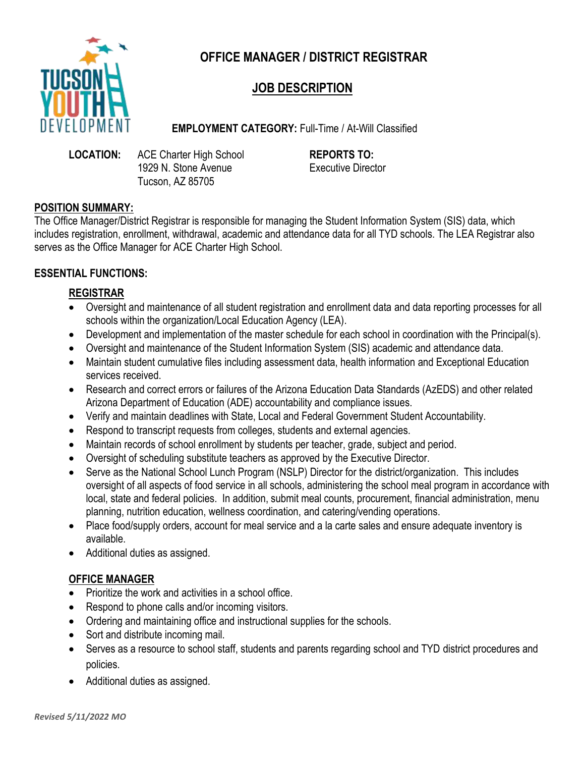# OFFICE MANAGER / DISTRICT REGISTRAR

## JOB DESCRIPTION

**EMPLOYMENT CATEGORY:** Full-Time / At-Will Classified

**LOCATION:** ACE Charter High School
1929 N. Stone Avenue
Tucson, AZ 85705

**REPORTS TO:**
Executive Director

## POSITION SUMMARY:

The Office Manager/District Registrar is responsible for managing the Student Information System (SIS) data, which includes registration, enrollment, withdrawal, academic and attendance data for all TYD schools. The LEA Registrar also serves as the Office Manager for ACE Charter High School.

## ESSENTIAL FUNCTIONS:

### REGISTRAR

- Oversight and maintenance of all student registration and enrollment data and data reporting processes for all schools within the organization/Local Education Agency (LEA).
- Development and implementation of the master schedule for each school in coordination with the Principal(s).
- Oversight and maintenance of the Student Information System (SIS) academic and attendance data.
- Maintain student cumulative files including assessment data, health information and Exceptional Education services received.
- Research and correct errors or failures of the Arizona Education Data Standards (AzEDS) and other related Arizona Department of Education (ADE) accountability and compliance issues.
- Verify and maintain deadlines with State, Local and Federal Government Student Accountability.
- Respond to transcript requests from colleges, students and external agencies.
- Maintain records of school enrollment by students per teacher, grade, subject and period.
- Oversight of scheduling substitute teachers as approved by the Executive Director.
- Serve as the National School Lunch Program (NSLP) Director for the district/organization. This includes oversight of all aspects of food service in all schools, administering the school meal program in accordance with local, state and federal policies. In addition, submit meal counts, procurement, financial administration, menu planning, nutrition education, wellness coordination, and catering/vending operations.
- Place food/supply orders, account for meal service and a la carte sales and ensure adequate inventory is available.
- Additional duties as assigned.

### OFFICE MANAGER

- Prioritize the work and activities in a school office.
- Respond to phone calls and/or incoming visitors.
- Ordering and maintaining office and instructional supplies for the schools.
- Sort and distribute incoming mail.
- Serves as a resource to school staff, students and parents regarding school and TYD district procedures and policies.
- Additional duties as assigned.

*Revised 5/11/2022 MO*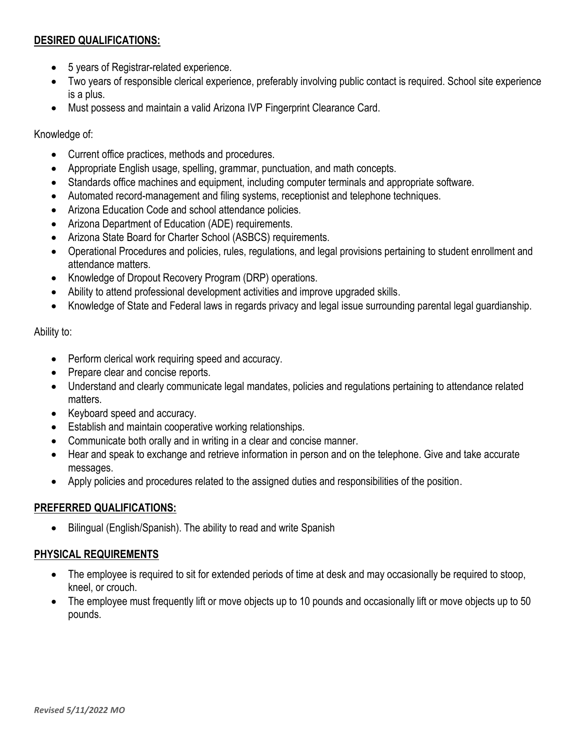## **DESIRED QUALIFICATIONS:**

- 5 years of Registrar-related experience.
- Two years of responsible clerical experience, preferably involving public contact is required. School site experience is a plus.
- Must possess and maintain a valid Arizona IVP Fingerprint Clearance Card.

Knowledge of:

- Current office practices, methods and procedures.
- Appropriate English usage, spelling, grammar, punctuation, and math concepts.
- Standards office machines and equipment, including computer terminals and appropriate software.
- Automated record-management and filing systems, receptionist and telephone techniques.
- Arizona Education Code and school attendance policies.
- Arizona Department of Education (ADE) requirements.
- Arizona State Board for Charter School (ASBCS) requirements.
- Operational Procedures and policies, rules, regulations, and legal provisions pertaining to student enrollment and attendance matters.
- Knowledge of Dropout Recovery Program (DRP) operations.
- Ability to attend professional development activities and improve upgraded skills.
- Knowledge of State and Federal laws in regards privacy and legal issue surrounding parental legal guardianship.

Ability to:

- Perform clerical work requiring speed and accuracy.
- Prepare clear and concise reports.
- Understand and clearly communicate legal mandates, policies and regulations pertaining to attendance related matters.
- Keyboard speed and accuracy.
- Establish and maintain cooperative working relationships.
- Communicate both orally and in writing in a clear and concise manner.
- Hear and speak to exchange and retrieve information in person and on the telephone. Give and take accurate messages.
- Apply policies and procedures related to the assigned duties and responsibilities of the position.

## **PREFERRED QUALIFICATIONS:**

- Bilingual (English/Spanish). The ability to read and write Spanish

## **PHYSICAL REQUIREMENTS**

- The employee is required to sit for extended periods of time at desk and may occasionally be required to stoop, kneel, or crouch.
- The employee must frequently lift or move objects up to 10 pounds and occasionally lift or move objects up to 50 pounds.

***Revised 5/11/2022 MO***